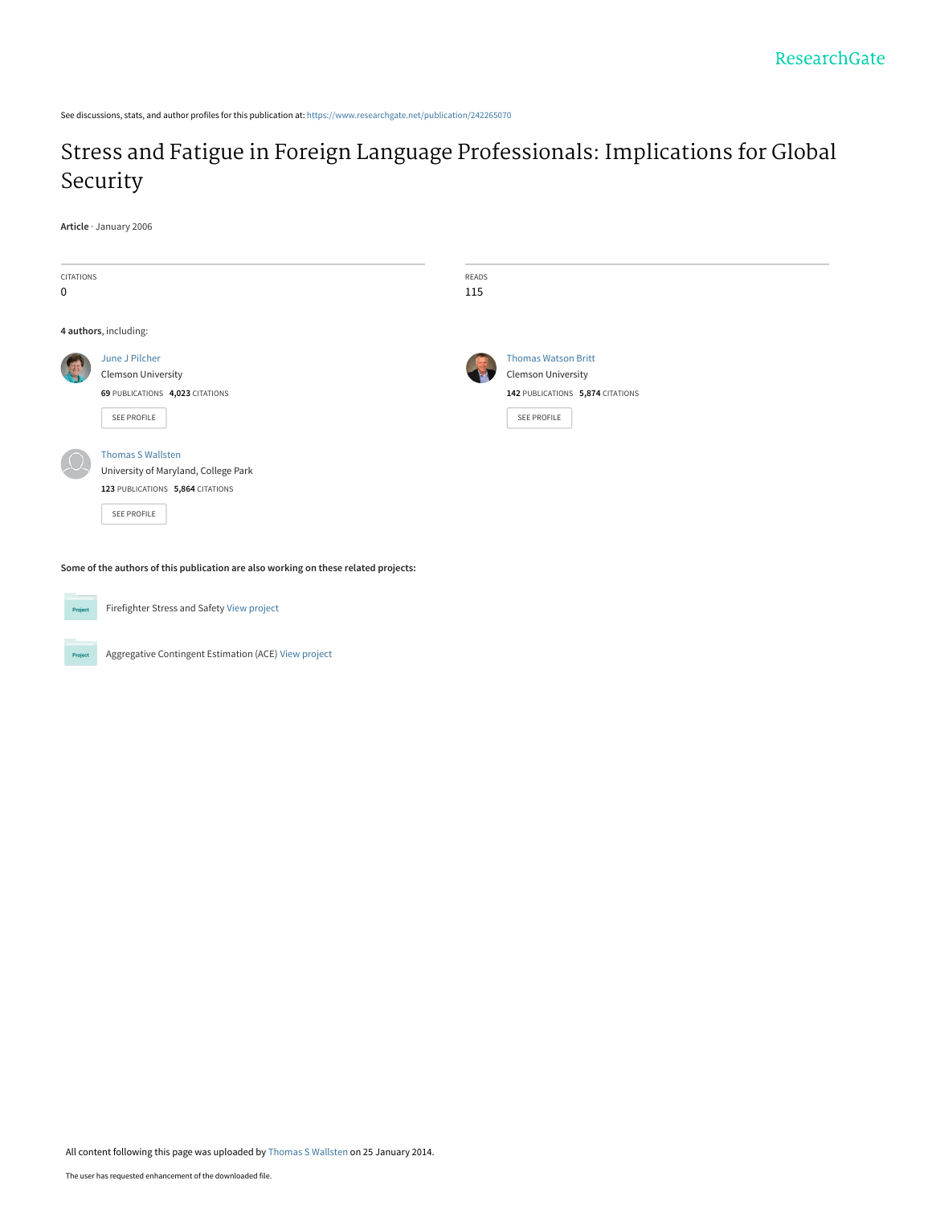See discussions, stats, and author profiles for this publication at: https://www.researchgate.net/publication/242265070

# Stress and Fatigue in Foreign Language Professionals: Implications for Global Security

**Article** · January 2006

CITATIONS
0

READS
115

**4 authors**, including:

June J Pilcher
Clemson University
**69** PUBLICATIONS **4,023** CITATIONS

SEE PROFILE

Thomas Watson Britt
Clemson University
**142** PUBLICATIONS **5,874** CITATIONS

SEE PROFILE

Thomas S Wallsten
University of Maryland, College Park
**123** PUBLICATIONS **5,864** CITATIONS

SEE PROFILE

**Some of the authors of this publication are also working on these related projects:**

Firefighter Stress and Safety View project

Aggregative Contingent Estimation (ACE) View project

All content following this page was uploaded by Thomas S Wallsten on 25 January 2014.

The user has requested enhancement of the downloaded file.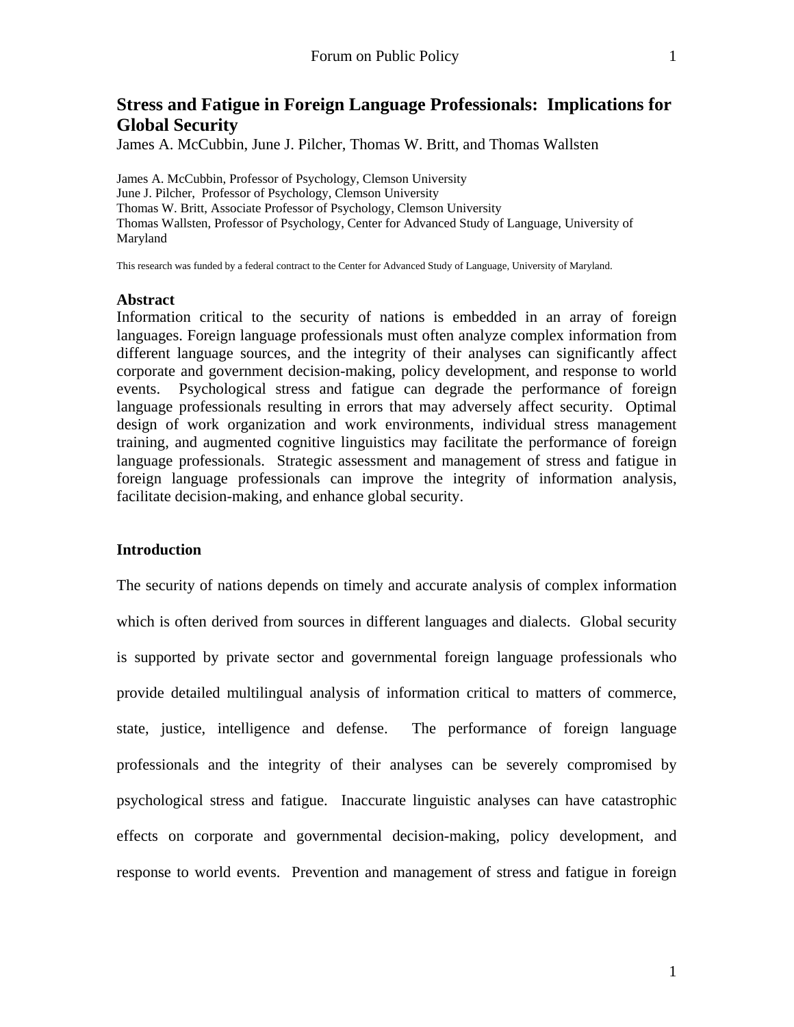# Stress and Fatigue in Foreign Language Professionals: Implications for Global Security

James A. McCubbin, June J. Pilcher, Thomas W. Britt, and Thomas Wallsten

James A. McCubbin, Professor of Psychology, Clemson University
June J. Pilcher, Professor of Psychology, Clemson University
Thomas W. Britt, Associate Professor of Psychology, Clemson University
Thomas Wallsten, Professor of Psychology, Center for Advanced Study of Language, University of Maryland

This research was funded by a federal contract to the Center for Advanced Study of Language, University of Maryland.

## Abstract

Information critical to the security of nations is embedded in an array of foreign languages. Foreign language professionals must often analyze complex information from different language sources, and the integrity of their analyses can significantly affect corporate and government decision-making, policy development, and response to world events. Psychological stress and fatigue can degrade the performance of foreign language professionals resulting in errors that may adversely affect security. Optimal design of work organization and work environments, individual stress management training, and augmented cognitive linguistics may facilitate the performance of foreign language professionals. Strategic assessment and management of stress and fatigue in foreign language professionals can improve the integrity of information analysis, facilitate decision-making, and enhance global security.

## Introduction

The security of nations depends on timely and accurate analysis of complex information which is often derived from sources in different languages and dialects. Global security is supported by private sector and governmental foreign language professionals who provide detailed multilingual analysis of information critical to matters of commerce, state, justice, intelligence and defense. The performance of foreign language professionals and the integrity of their analyses can be severely compromised by psychological stress and fatigue. Inaccurate linguistic analyses can have catastrophic effects on corporate and governmental decision-making, policy development, and response to world events. Prevention and management of stress and fatigue in foreign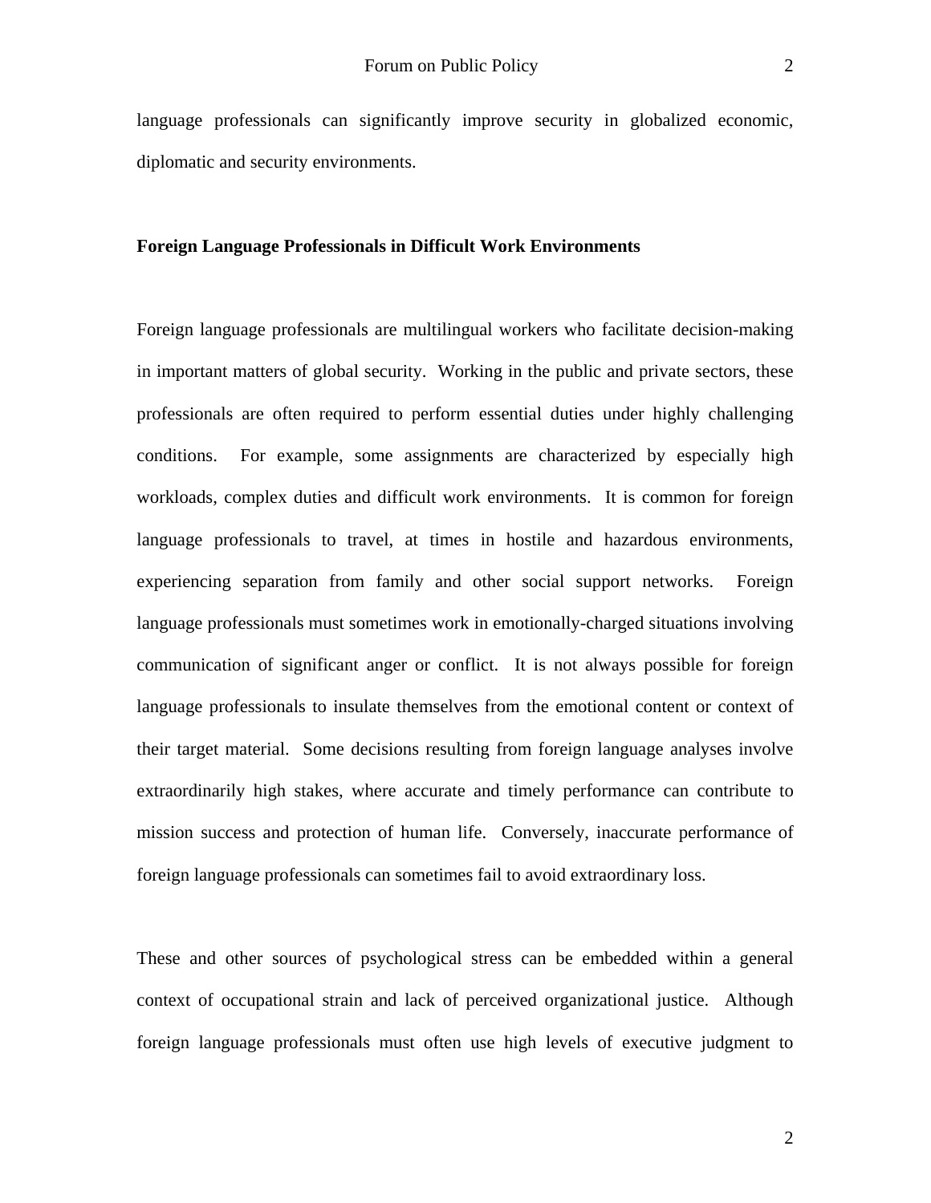language professionals can significantly improve security in globalized economic, diplomatic and security environments.

## Foreign Language Professionals in Difficult Work Environments

Foreign language professionals are multilingual workers who facilitate decision-making in important matters of global security. Working in the public and private sectors, these professionals are often required to perform essential duties under highly challenging conditions. For example, some assignments are characterized by especially high workloads, complex duties and difficult work environments. It is common for foreign language professionals to travel, at times in hostile and hazardous environments, experiencing separation from family and other social support networks. Foreign language professionals must sometimes work in emotionally-charged situations involving communication of significant anger or conflict. It is not always possible for foreign language professionals to insulate themselves from the emotional content or context of their target material. Some decisions resulting from foreign language analyses involve extraordinarily high stakes, where accurate and timely performance can contribute to mission success and protection of human life. Conversely, inaccurate performance of foreign language professionals can sometimes fail to avoid extraordinary loss.

These and other sources of psychological stress can be embedded within a general context of occupational strain and lack of perceived organizational justice. Although foreign language professionals must often use high levels of executive judgment to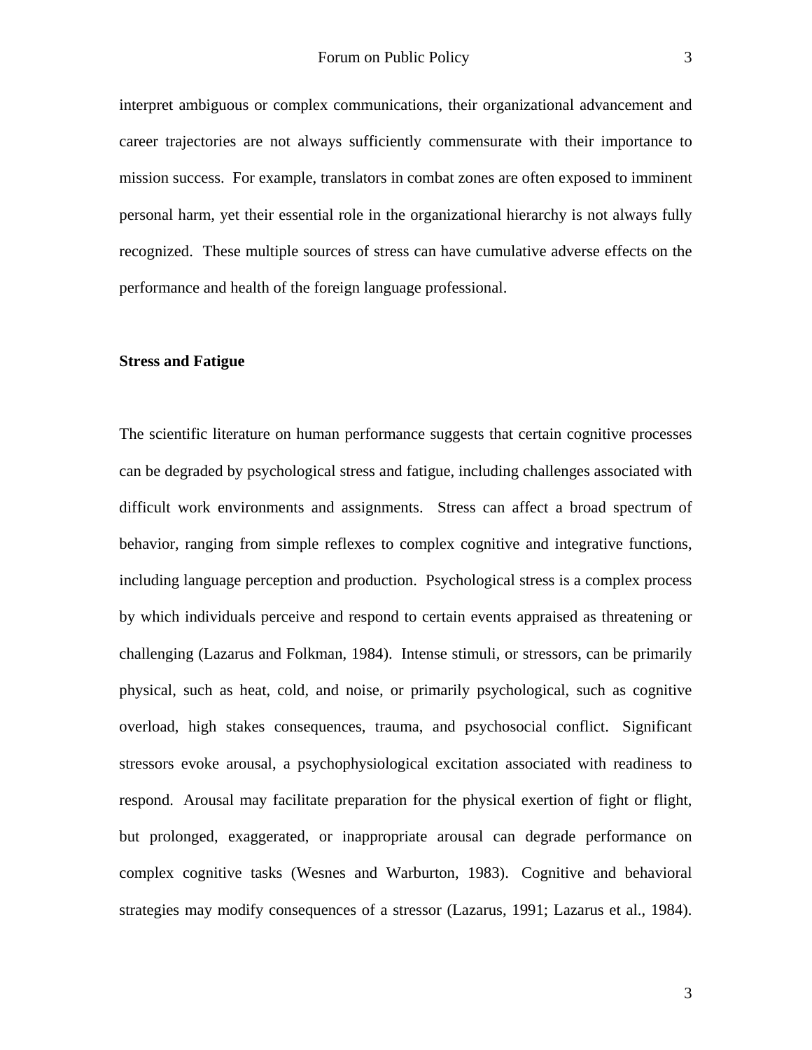interpret ambiguous or complex communications, their organizational advancement and career trajectories are not always sufficiently commensurate with their importance to mission success. For example, translators in combat zones are often exposed to imminent personal harm, yet their essential role in the organizational hierarchy is not always fully recognized. These multiple sources of stress can have cumulative adverse effects on the performance and health of the foreign language professional.

## Stress and Fatigue

The scientific literature on human performance suggests that certain cognitive processes can be degraded by psychological stress and fatigue, including challenges associated with difficult work environments and assignments. Stress can affect a broad spectrum of behavior, ranging from simple reflexes to complex cognitive and integrative functions, including language perception and production. Psychological stress is a complex process by which individuals perceive and respond to certain events appraised as threatening or challenging (Lazarus and Folkman, 1984). Intense stimuli, or stressors, can be primarily physical, such as heat, cold, and noise, or primarily psychological, such as cognitive overload, high stakes consequences, trauma, and psychosocial conflict. Significant stressors evoke arousal, a psychophysiological excitation associated with readiness to respond. Arousal may facilitate preparation for the physical exertion of fight or flight, but prolonged, exaggerated, or inappropriate arousal can degrade performance on complex cognitive tasks (Wesnes and Warburton, 1983). Cognitive and behavioral strategies may modify consequences of a stressor (Lazarus, 1991; Lazarus et al., 1984).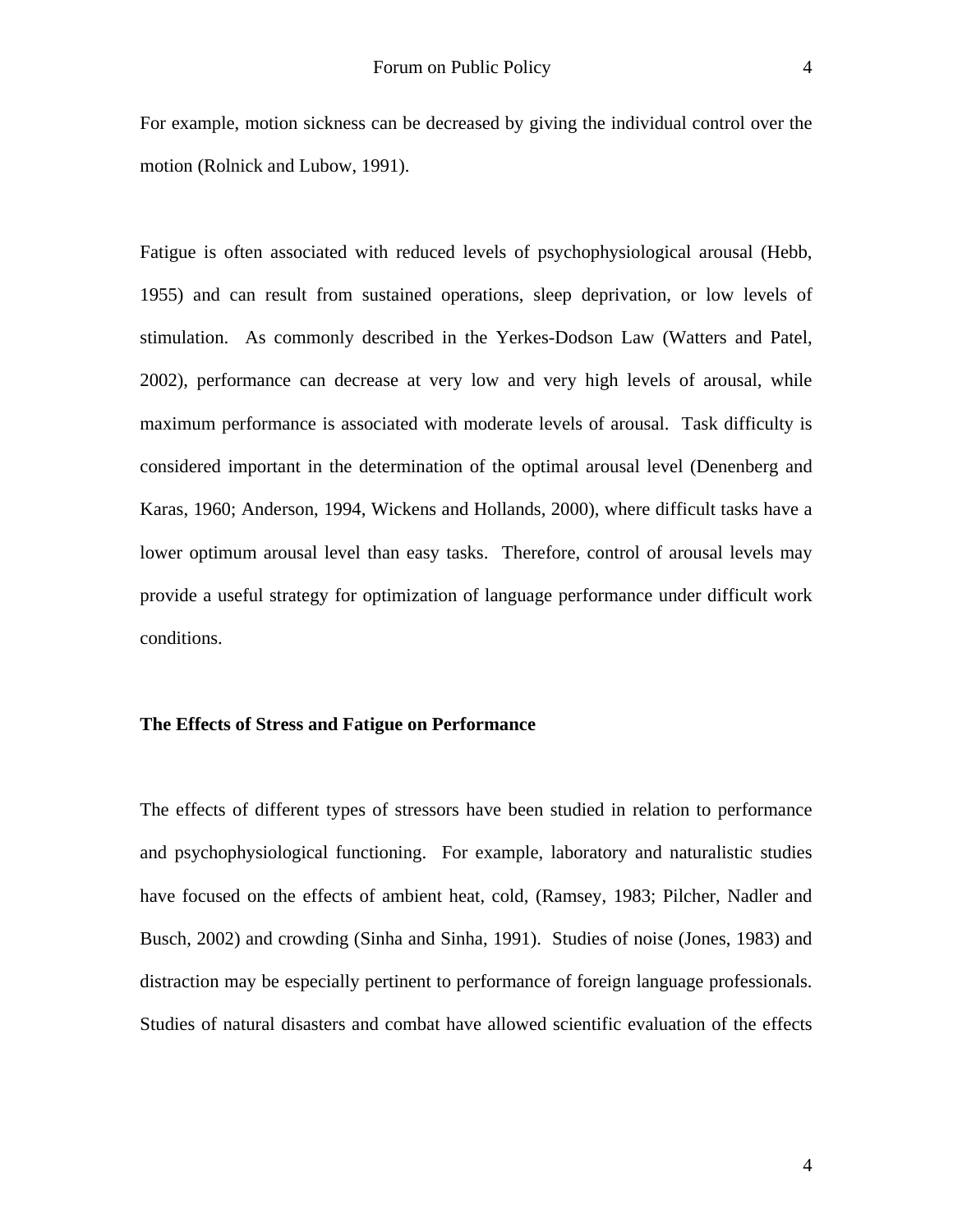For example, motion sickness can be decreased by giving the individual control over the motion (Rolnick and Lubow, 1991).

Fatigue is often associated with reduced levels of psychophysiological arousal (Hebb, 1955) and can result from sustained operations, sleep deprivation, or low levels of stimulation. As commonly described in the Yerkes-Dodson Law (Watters and Patel, 2002), performance can decrease at very low and very high levels of arousal, while maximum performance is associated with moderate levels of arousal. Task difficulty is considered important in the determination of the optimal arousal level (Denenberg and Karas, 1960; Anderson, 1994, Wickens and Hollands, 2000), where difficult tasks have a lower optimum arousal level than easy tasks. Therefore, control of arousal levels may provide a useful strategy for optimization of language performance under difficult work conditions.

## The Effects of Stress and Fatigue on Performance

The effects of different types of stressors have been studied in relation to performance and psychophysiological functioning. For example, laboratory and naturalistic studies have focused on the effects of ambient heat, cold, (Ramsey, 1983; Pilcher, Nadler and Busch, 2002) and crowding (Sinha and Sinha, 1991). Studies of noise (Jones, 1983) and distraction may be especially pertinent to performance of foreign language professionals. Studies of natural disasters and combat have allowed scientific evaluation of the effects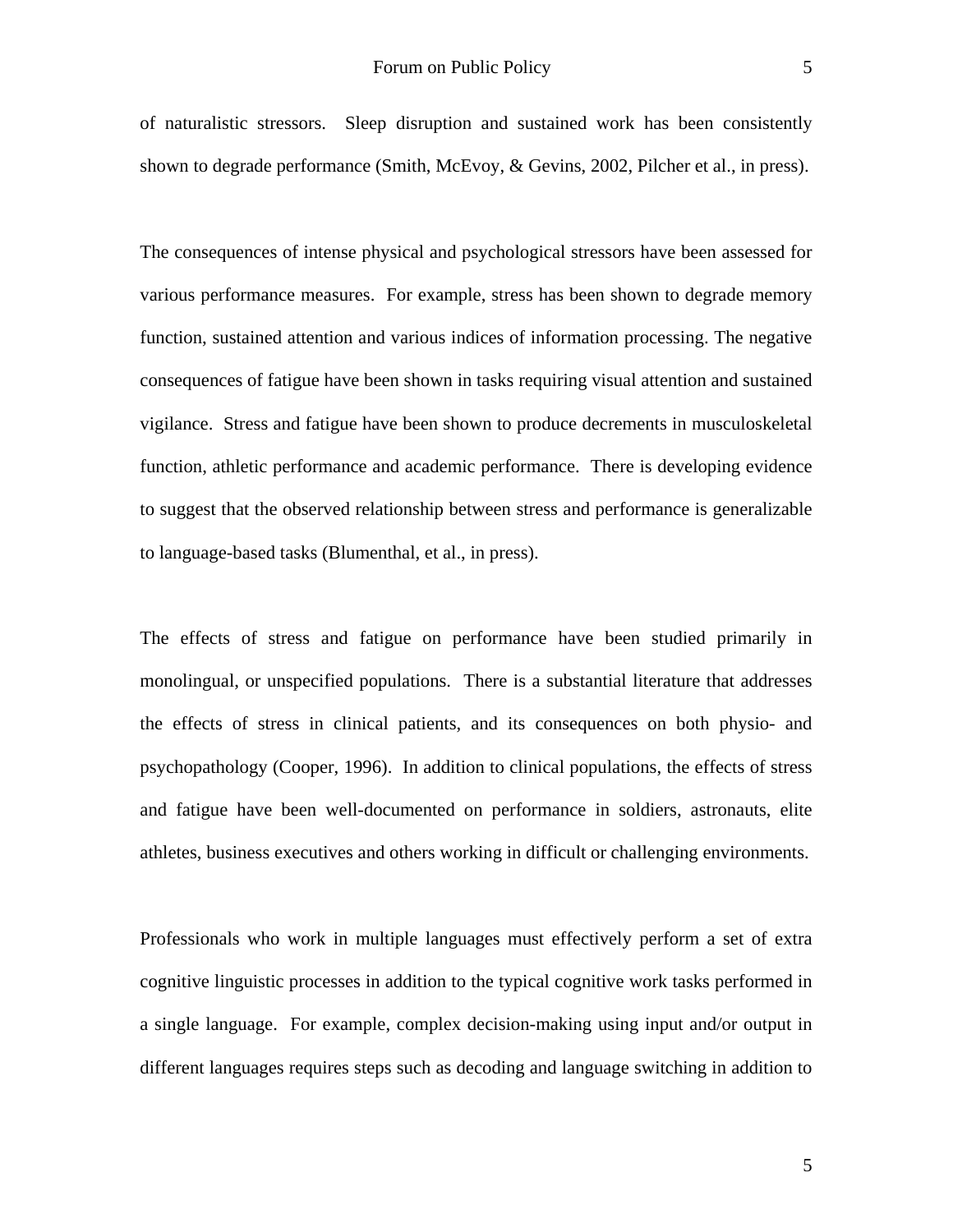of naturalistic stressors. Sleep disruption and sustained work has been consistently shown to degrade performance (Smith, McEvoy, & Gevins, 2002, Pilcher et al., in press).

The consequences of intense physical and psychological stressors have been assessed for various performance measures. For example, stress has been shown to degrade memory function, sustained attention and various indices of information processing. The negative consequences of fatigue have been shown in tasks requiring visual attention and sustained vigilance. Stress and fatigue have been shown to produce decrements in musculoskeletal function, athletic performance and academic performance. There is developing evidence to suggest that the observed relationship between stress and performance is generalizable to language-based tasks (Blumenthal, et al., in press).

The effects of stress and fatigue on performance have been studied primarily in monolingual, or unspecified populations. There is a substantial literature that addresses the effects of stress in clinical patients, and its consequences on both physio- and psychopathology (Cooper, 1996). In addition to clinical populations, the effects of stress and fatigue have been well-documented on performance in soldiers, astronauts, elite athletes, business executives and others working in difficult or challenging environments.

Professionals who work in multiple languages must effectively perform a set of extra cognitive linguistic processes in addition to the typical cognitive work tasks performed in a single language. For example, complex decision-making using input and/or output in different languages requires steps such as decoding and language switching in addition to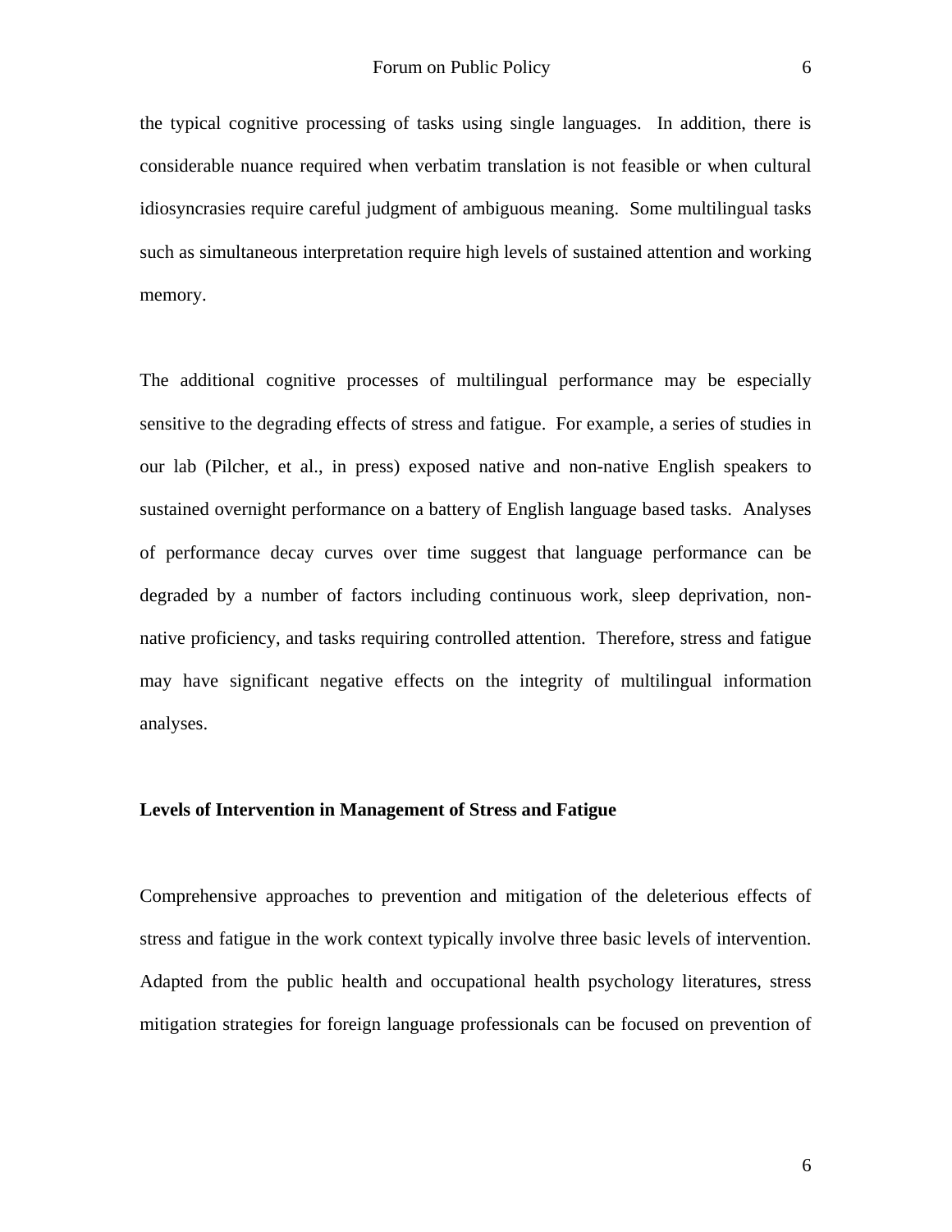the typical cognitive processing of tasks using single languages. In addition, there is considerable nuance required when verbatim translation is not feasible or when cultural idiosyncrasies require careful judgment of ambiguous meaning. Some multilingual tasks such as simultaneous interpretation require high levels of sustained attention and working memory.

The additional cognitive processes of multilingual performance may be especially sensitive to the degrading effects of stress and fatigue. For example, a series of studies in our lab (Pilcher, et al., in press) exposed native and non-native English speakers to sustained overnight performance on a battery of English language based tasks. Analyses of performance decay curves over time suggest that language performance can be degraded by a number of factors including continuous work, sleep deprivation, non-native proficiency, and tasks requiring controlled attention. Therefore, stress and fatigue may have significant negative effects on the integrity of multilingual information analyses.

**Levels of Intervention in Management of Stress and Fatigue**

Comprehensive approaches to prevention and mitigation of the deleterious effects of stress and fatigue in the work context typically involve three basic levels of intervention. Adapted from the public health and occupational health psychology literatures, stress mitigation strategies for foreign language professionals can be focused on prevention of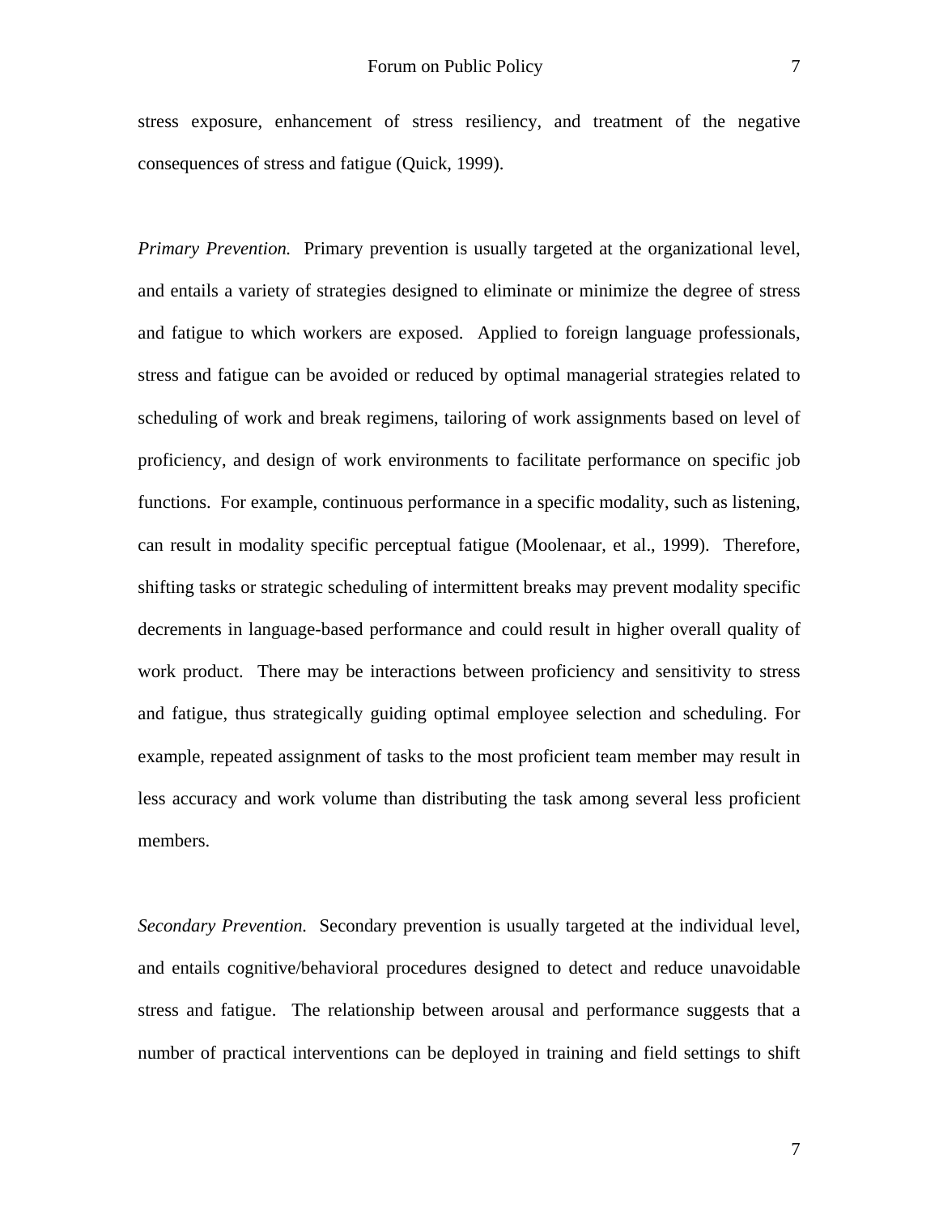stress exposure, enhancement of stress resiliency, and treatment of the negative consequences of stress and fatigue (Quick, 1999).

*Primary Prevention.* Primary prevention is usually targeted at the organizational level, and entails a variety of strategies designed to eliminate or minimize the degree of stress and fatigue to which workers are exposed. Applied to foreign language professionals, stress and fatigue can be avoided or reduced by optimal managerial strategies related to scheduling of work and break regimens, tailoring of work assignments based on level of proficiency, and design of work environments to facilitate performance on specific job functions. For example, continuous performance in a specific modality, such as listening, can result in modality specific perceptual fatigue (Moolenaar, et al., 1999). Therefore, shifting tasks or strategic scheduling of intermittent breaks may prevent modality specific decrements in language-based performance and could result in higher overall quality of work product. There may be interactions between proficiency and sensitivity to stress and fatigue, thus strategically guiding optimal employee selection and scheduling. For example, repeated assignment of tasks to the most proficient team member may result in less accuracy and work volume than distributing the task among several less proficient members.

*Secondary Prevention.* Secondary prevention is usually targeted at the individual level, and entails cognitive/behavioral procedures designed to detect and reduce unavoidable stress and fatigue. The relationship between arousal and performance suggests that a number of practical interventions can be deployed in training and field settings to shift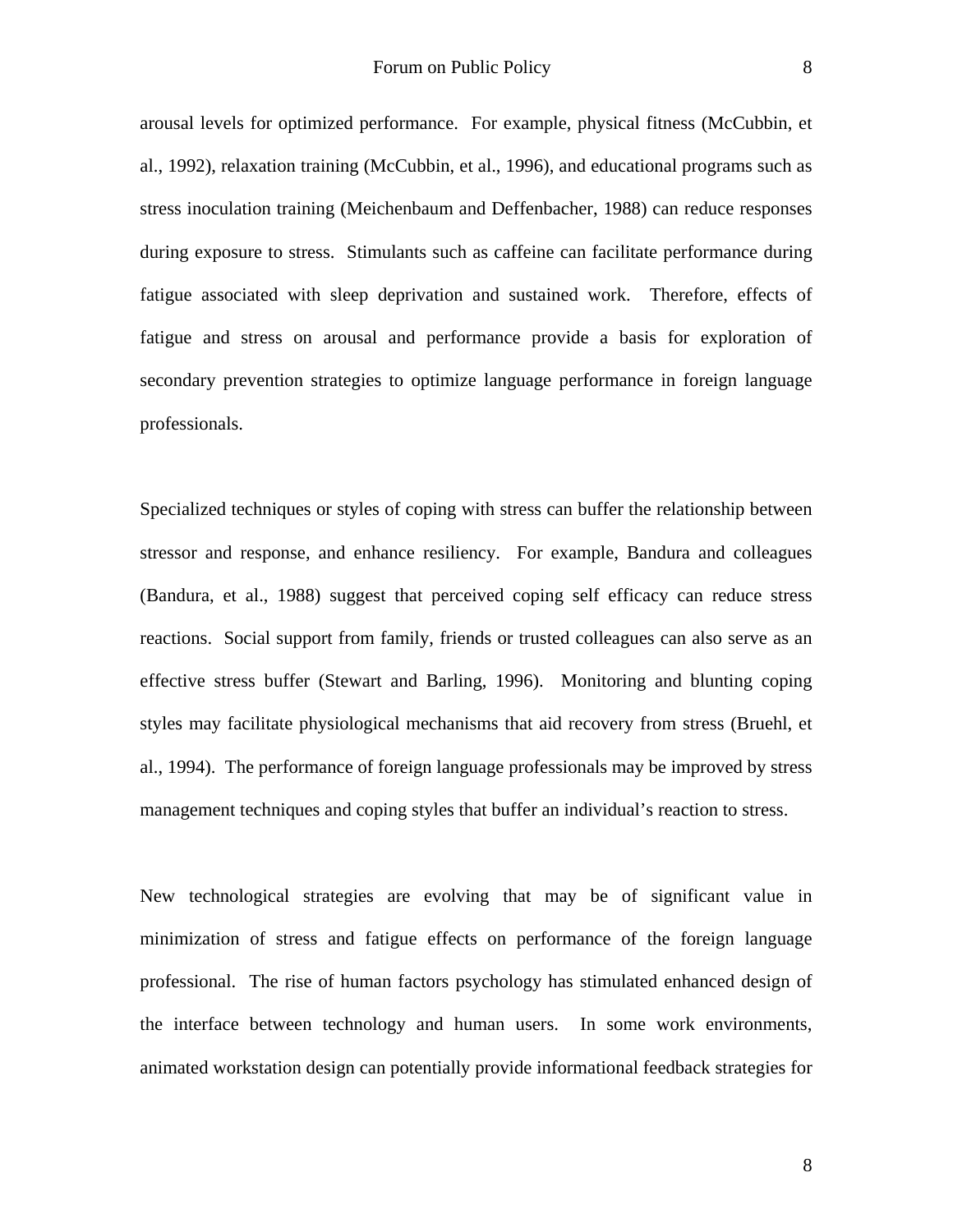arousal levels for optimized performance. For example, physical fitness (McCubbin, et al., 1992), relaxation training (McCubbin, et al., 1996), and educational programs such as stress inoculation training (Meichenbaum and Deffenbacher, 1988) can reduce responses during exposure to stress. Stimulants such as caffeine can facilitate performance during fatigue associated with sleep deprivation and sustained work. Therefore, effects of fatigue and stress on arousal and performance provide a basis for exploration of secondary prevention strategies to optimize language performance in foreign language professionals.

Specialized techniques or styles of coping with stress can buffer the relationship between stressor and response, and enhance resiliency. For example, Bandura and colleagues (Bandura, et al., 1988) suggest that perceived coping self efficacy can reduce stress reactions. Social support from family, friends or trusted colleagues can also serve as an effective stress buffer (Stewart and Barling, 1996). Monitoring and blunting coping styles may facilitate physiological mechanisms that aid recovery from stress (Bruehl, et al., 1994). The performance of foreign language professionals may be improved by stress management techniques and coping styles that buffer an individual's reaction to stress.

New technological strategies are evolving that may be of significant value in minimization of stress and fatigue effects on performance of the foreign language professional. The rise of human factors psychology has stimulated enhanced design of the interface between technology and human users. In some work environments, animated workstation design can potentially provide informational feedback strategies for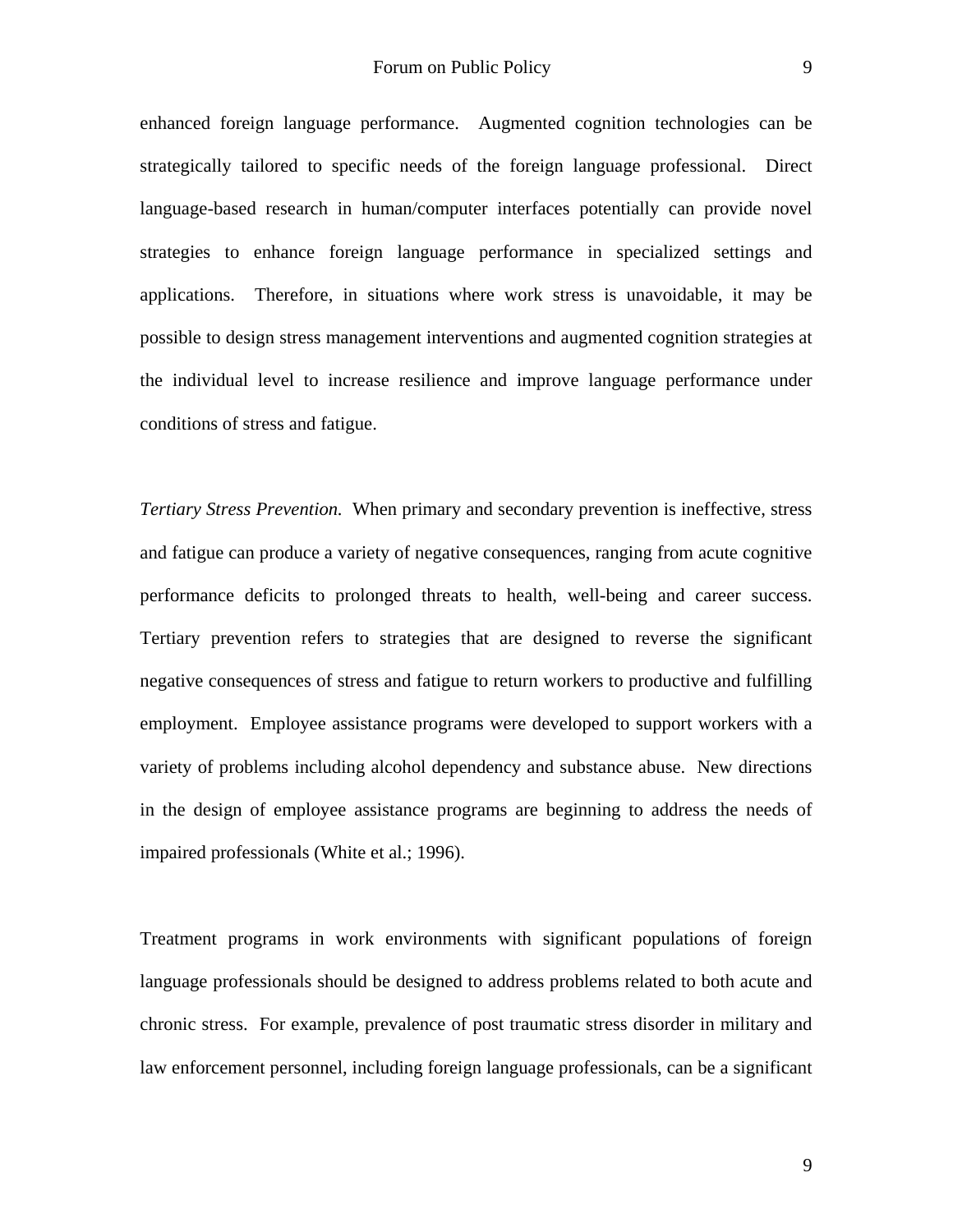enhanced foreign language performance. Augmented cognition technologies can be strategically tailored to specific needs of the foreign language professional. Direct language-based research in human/computer interfaces potentially can provide novel strategies to enhance foreign language performance in specialized settings and applications. Therefore, in situations where work stress is unavoidable, it may be possible to design stress management interventions and augmented cognition strategies at the individual level to increase resilience and improve language performance under conditions of stress and fatigue.

*Tertiary Stress Prevention.* When primary and secondary prevention is ineffective, stress and fatigue can produce a variety of negative consequences, ranging from acute cognitive performance deficits to prolonged threats to health, well-being and career success. Tertiary prevention refers to strategies that are designed to reverse the significant negative consequences of stress and fatigue to return workers to productive and fulfilling employment. Employee assistance programs were developed to support workers with a variety of problems including alcohol dependency and substance abuse. New directions in the design of employee assistance programs are beginning to address the needs of impaired professionals (White et al.; 1996).

Treatment programs in work environments with significant populations of foreign language professionals should be designed to address problems related to both acute and chronic stress. For example, prevalence of post traumatic stress disorder in military and law enforcement personnel, including foreign language professionals, can be a significant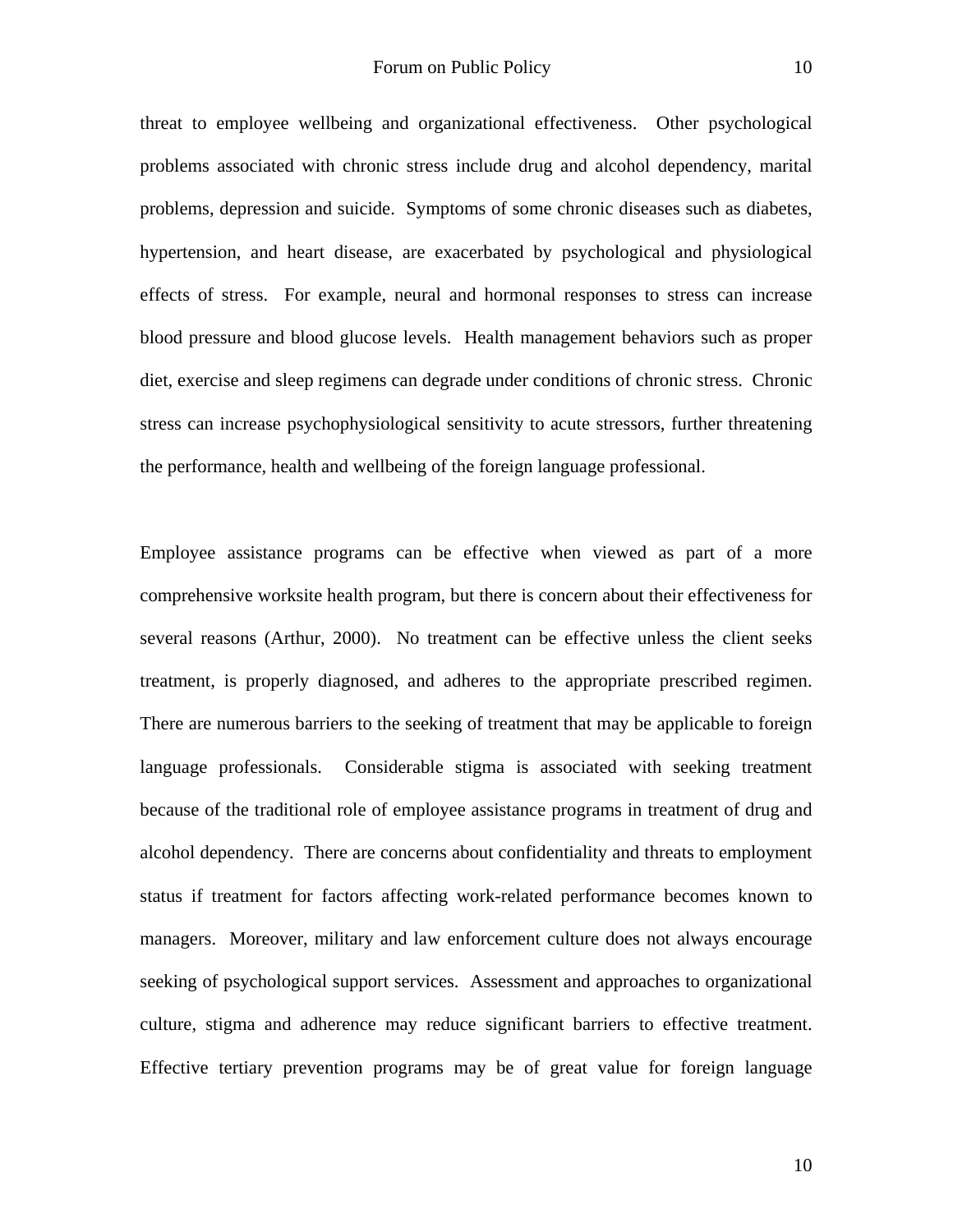threat to employee wellbeing and organizational effectiveness. Other psychological problems associated with chronic stress include drug and alcohol dependency, marital problems, depression and suicide. Symptoms of some chronic diseases such as diabetes, hypertension, and heart disease, are exacerbated by psychological and physiological effects of stress. For example, neural and hormonal responses to stress can increase blood pressure and blood glucose levels. Health management behaviors such as proper diet, exercise and sleep regimens can degrade under conditions of chronic stress. Chronic stress can increase psychophysiological sensitivity to acute stressors, further threatening the performance, health and wellbeing of the foreign language professional.

Employee assistance programs can be effective when viewed as part of a more comprehensive worksite health program, but there is concern about their effectiveness for several reasons (Arthur, 2000). No treatment can be effective unless the client seeks treatment, is properly diagnosed, and adheres to the appropriate prescribed regimen. There are numerous barriers to the seeking of treatment that may be applicable to foreign language professionals. Considerable stigma is associated with seeking treatment because of the traditional role of employee assistance programs in treatment of drug and alcohol dependency. There are concerns about confidentiality and threats to employment status if treatment for factors affecting work-related performance becomes known to managers. Moreover, military and law enforcement culture does not always encourage seeking of psychological support services. Assessment and approaches to organizational culture, stigma and adherence may reduce significant barriers to effective treatment. Effective tertiary prevention programs may be of great value for foreign language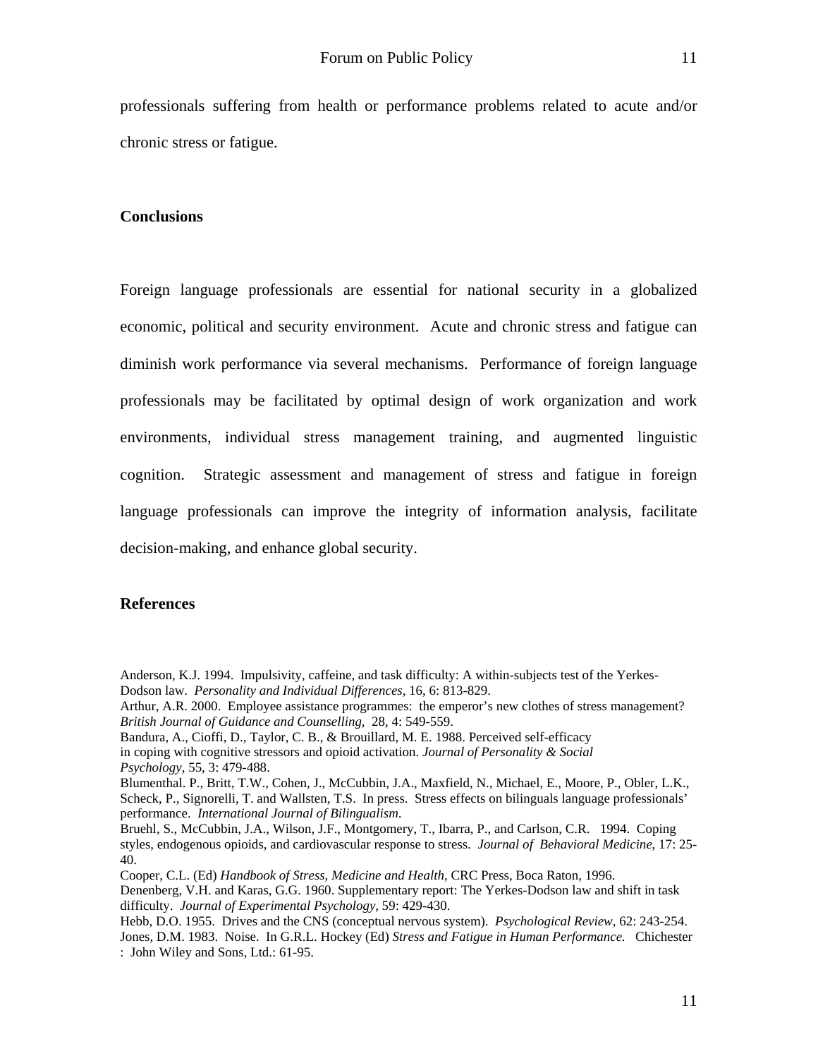professionals suffering from health or performance problems related to acute and/or chronic stress or fatigue.

## Conclusions

Foreign language professionals are essential for national security in a globalized economic, political and security environment. Acute and chronic stress and fatigue can diminish work performance via several mechanisms. Performance of foreign language professionals may be facilitated by optimal design of work organization and work environments, individual stress management training, and augmented linguistic cognition. Strategic assessment and management of stress and fatigue in foreign language professionals can improve the integrity of information analysis, facilitate decision-making, and enhance global security.

## References

Anderson, K.J. 1994. Impulsivity, caffeine, and task difficulty: A within-subjects test of the Yerkes-Dodson law. *Personality and Individual Differences*, 16, 6: 813-829.

Arthur, A.R. 2000. Employee assistance programmes: the emperor's new clothes of stress management? *British Journal of Guidance and Counselling*, 28, 4: 549-559.

Bandura, A., Cioffi, D., Taylor, C. B., & Brouillard, M. E. 1988. Perceived self-efficacy in coping with cognitive stressors and opioid activation. *Journal of Personality & Social Psychology*, 55, 3: 479-488.

Blumenthal. P., Britt, T.W., Cohen, J., McCubbin, J.A., Maxfield, N., Michael, E., Moore, P., Obler, L.K., Scheck, P., Signorelli, T. and Wallsten, T.S. In press. Stress effects on bilinguals language professionals' performance. *International Journal of Bilingualism.*

Bruehl, S., McCubbin, J.A., Wilson, J.F., Montgomery, T., Ibarra, P., and Carlson, C.R. 1994. Coping styles, endogenous opioids, and cardiovascular response to stress. *Journal of Behavioral Medicine*, 17: 25-40.

Cooper, C.L. (Ed) *Handbook of Stress, Medicine and Health*, CRC Press, Boca Raton, 1996.

Denenberg, V.H. and Karas, G.G. 1960. Supplementary report: The Yerkes-Dodson law and shift in task difficulty. *Journal of Experimental Psychology*, 59: 429-430.

Hebb, D.O. 1955. Drives and the CNS (conceptual nervous system). *Psychological Review*, 62: 243-254.

Jones, D.M. 1983. Noise. In G.R.L. Hockey (Ed) *Stress and Fatigue in Human Performance.* Chichester : John Wiley and Sons, Ltd.: 61-95.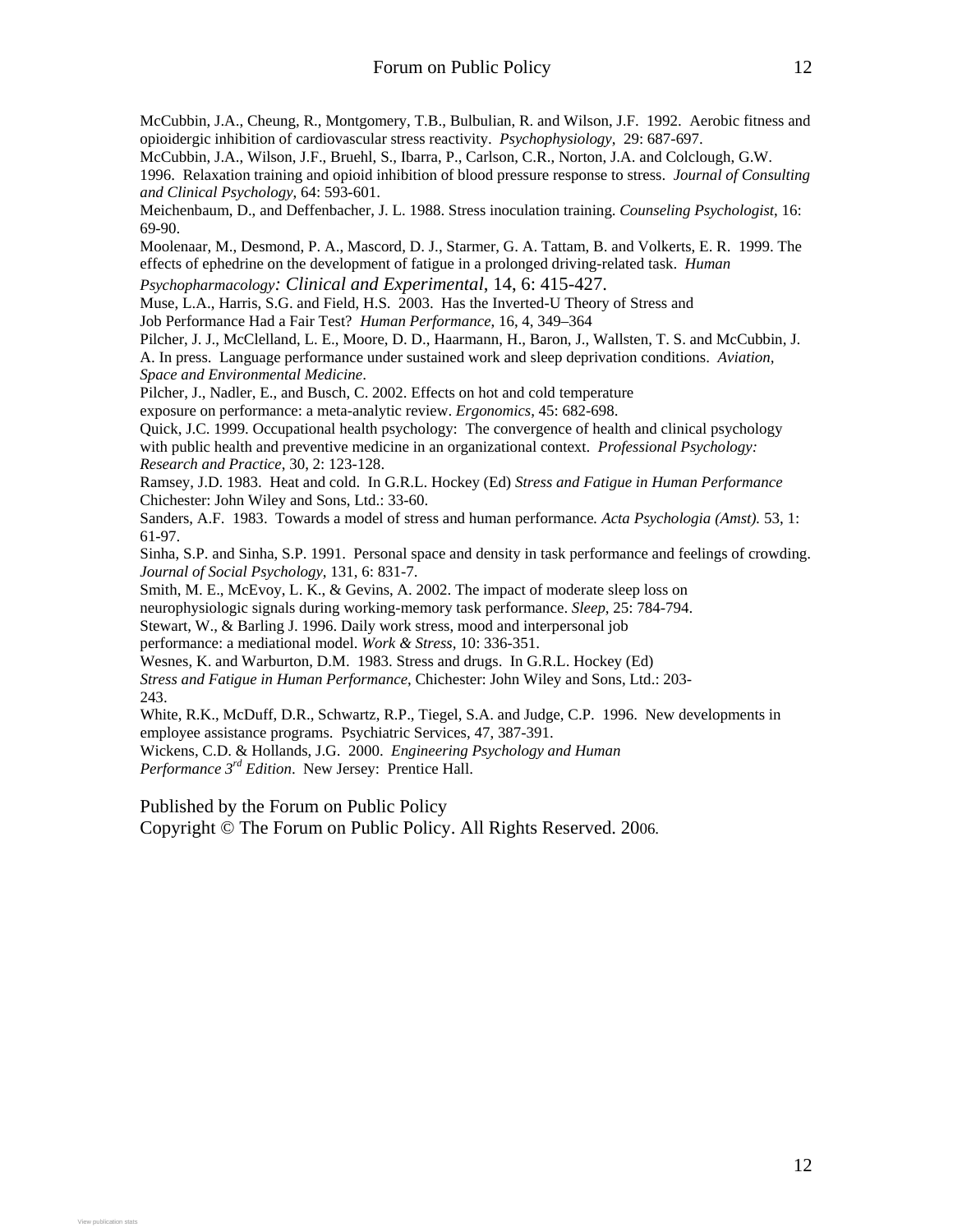McCubbin, J.A., Cheung, R., Montgomery, T.B., Bulbulian, R. and Wilson, J.F. 1992. Aerobic fitness and opioidergic inhibition of cardiovascular stress reactivity. *Psychophysiology*, 29: 687-697.

McCubbin, J.A., Wilson, J.F., Bruehl, S., Ibarra, P., Carlson, C.R., Norton, J.A. and Colclough, G.W. 1996. Relaxation training and opioid inhibition of blood pressure response to stress. *Journal of Consulting and Clinical Psychology*, 64: 593-601.

Meichenbaum, D., and Deffenbacher, J. L. 1988. Stress inoculation training. *Counseling Psychologist*, 16: 69-90.

Moolenaar, M., Desmond, P. A., Mascord, D. J., Starmer, G. A. Tattam, B. and Volkerts, E. R. 1999. The effects of ephedrine on the development of fatigue in a prolonged driving-related task. *Human Psychopharmacology: Clinical and Experimental*, 14, 6: 415-427.

Muse, L.A., Harris, S.G. and Field, H.S. 2003. Has the Inverted-U Theory of Stress and Job Performance Had a Fair Test? *Human Performance*, 16, 4, 349–364

Pilcher, J. J., McClelland, L. E., Moore, D. D., Haarmann, H., Baron, J., Wallsten, T. S. and McCubbin, J. A. In press. Language performance under sustained work and sleep deprivation conditions. *Aviation, Space and Environmental Medicine*.

Pilcher, J., Nadler, E., and Busch, C. 2002. Effects on hot and cold temperature exposure on performance: a meta-analytic review. *Ergonomics*, 45: 682-698.

Quick, J.C. 1999. Occupational health psychology: The convergence of health and clinical psychology with public health and preventive medicine in an organizational context. *Professional Psychology: Research and Practice*, 30, 2: 123-128.

Ramsey, J.D. 1983. Heat and cold. In G.R.L. Hockey (Ed) *Stress and Fatigue in Human Performance* Chichester: John Wiley and Sons, Ltd.: 33-60.

Sanders, A.F. 1983. Towards a model of stress and human performance. *Acta Psychologia (Amst).* 53, 1: 61-97.

Sinha, S.P. and Sinha, S.P. 1991. Personal space and density in task performance and feelings of crowding. *Journal of Social Psychology*, 131, 6: 831-7.

Smith, M. E., McEvoy, L. K., & Gevins, A. 2002. The impact of moderate sleep loss on neurophysiologic signals during working-memory task performance. *Sleep*, 25: 784-794.

Stewart, W., & Barling J. 1996. Daily work stress, mood and interpersonal job performance: a mediational model. *Work & Stress*, 10: 336-351.

Wesnes, K. and Warburton, D.M. 1983. Stress and drugs. In G.R.L. Hockey (Ed) *Stress and Fatigue in Human Performance*, Chichester: John Wiley and Sons, Ltd.: 203-243.

White, R.K., McDuff, D.R., Schwartz, R.P., Tiegel, S.A. and Judge, C.P. 1996. New developments in employee assistance programs. Psychiatric Services, 47, 387-391.

Wickens, C.D. & Hollands, J.G. 2000. *Engineering Psychology and Human Performance 3rd Edition*. New Jersey: Prentice Hall.

Published by the Forum on Public Policy
Copyright © The Forum on Public Policy. All Rights Reserved. 2006.